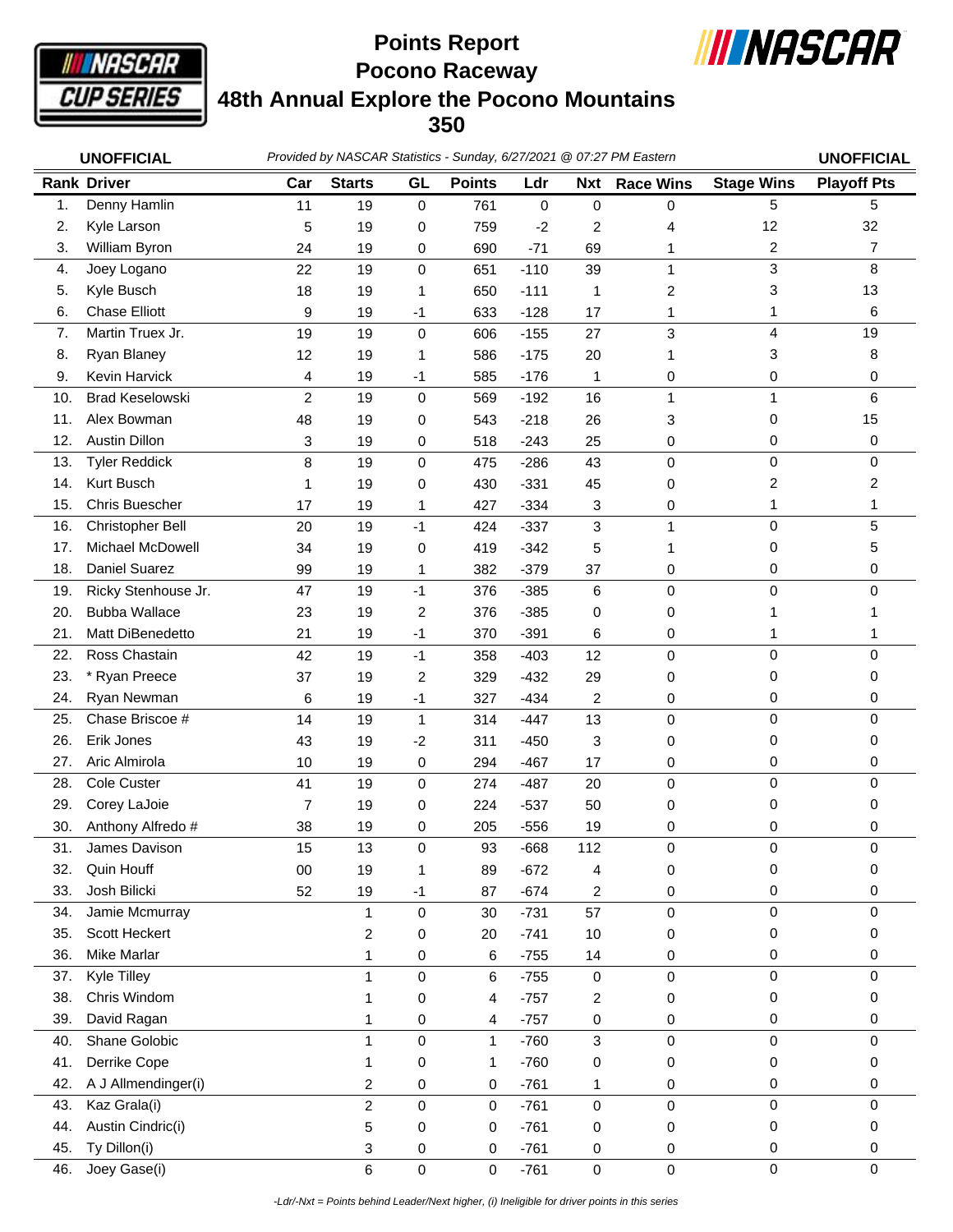# Points Report
# Pocono Raceway
# 48th Annual Explore the Pocono Mountains 350

**UNOFFICIAL** *Provided by NASCAR Statistics - Sunday, 6/27/2021 @ 07:27 PM Eastern* **UNOFFICIAL**

| Rank | Driver | Car | Starts | GL | Points | Ldr | Nxt | Race Wins | Stage Wins | Playoff Pts |
|---|---|---|---|---|---|---|---|---|---|---|
| 1. | Denny Hamlin | 11 | 19 | 0 | 761 | 0 | 0 | 0 | 5 | 5 |
| 2. | Kyle Larson | 5 | 19 | 0 | 759 | -2 | 2 | 4 | 12 | 32 |
| 3. | William Byron | 24 | 19 | 0 | 690 | -71 | 69 | 1 | 2 | 7 |
| 4. | Joey Logano | 22 | 19 | 0 | 651 | -110 | 39 | 1 | 3 | 8 |
| 5. | Kyle Busch | 18 | 19 | 1 | 650 | -111 | 1 | 2 | 3 | 13 |
| 6. | Chase Elliott | 9 | 19 | -1 | 633 | -128 | 17 | 1 | 1 | 6 |
| 7. | Martin Truex Jr. | 19 | 19 | 0 | 606 | -155 | 27 | 3 | 4 | 19 |
| 8. | Ryan Blaney | 12 | 19 | 1 | 586 | -175 | 20 | 1 | 3 | 8 |
| 9. | Kevin Harvick | 4 | 19 | -1 | 585 | -176 | 1 | 0 | 0 | 0 |
| 10. | Brad Keselowski | 2 | 19 | 0 | 569 | -192 | 16 | 1 | 1 | 6 |
| 11. | Alex Bowman | 48 | 19 | 0 | 543 | -218 | 26 | 3 | 0 | 15 |
| 12. | Austin Dillon | 3 | 19 | 0 | 518 | -243 | 25 | 0 | 0 | 0 |
| 13. | Tyler Reddick | 8 | 19 | 0 | 475 | -286 | 43 | 0 | 0 | 0 |
| 14. | Kurt Busch | 1 | 19 | 0 | 430 | -331 | 45 | 0 | 2 | 2 |
| 15. | Chris Buescher | 17 | 19 | 1 | 427 | -334 | 3 | 0 | 1 | 1 |
| 16. | Christopher Bell | 20 | 19 | -1 | 424 | -337 | 3 | 1 | 0 | 5 |
| 17. | Michael McDowell | 34 | 19 | 0 | 419 | -342 | 5 | 1 | 0 | 5 |
| 18. | Daniel Suarez | 99 | 19 | 1 | 382 | -379 | 37 | 0 | 0 | 0 |
| 19. | Ricky Stenhouse Jr. | 47 | 19 | -1 | 376 | -385 | 6 | 0 | 0 | 0 |
| 20. | Bubba Wallace | 23 | 19 | 2 | 376 | -385 | 0 | 0 | 1 | 1 |
| 21. | Matt DiBenedetto | 21 | 19 | -1 | 370 | -391 | 6 | 0 | 1 | 1 |
| 22. | Ross Chastain | 42 | 19 | -1 | 358 | -403 | 12 | 0 | 0 | 0 |
| 23. | * Ryan Preece | 37 | 19 | 2 | 329 | -432 | 29 | 0 | 0 | 0 |
| 24. | Ryan Newman | 6 | 19 | -1 | 327 | -434 | 2 | 0 | 0 | 0 |
| 25. | Chase Briscoe # | 14 | 19 | 1 | 314 | -447 | 13 | 0 | 0 | 0 |
| 26. | Erik Jones | 43 | 19 | -2 | 311 | -450 | 3 | 0 | 0 | 0 |
| 27. | Aric Almirola | 10 | 19 | 0 | 294 | -467 | 17 | 0 | 0 | 0 |
| 28. | Cole Custer | 41 | 19 | 0 | 274 | -487 | 20 | 0 | 0 | 0 |
| 29. | Corey LaJoie | 7 | 19 | 0 | 224 | -537 | 50 | 0 | 0 | 0 |
| 30. | Anthony Alfredo # | 38 | 19 | 0 | 205 | -556 | 19 | 0 | 0 | 0 |
| 31. | James Davison | 15 | 13 | 0 | 93 | -668 | 112 | 0 | 0 | 0 |
| 32. | Quin Houff | 00 | 19 | 1 | 89 | -672 | 4 | 0 | 0 | 0 |
| 33. | Josh Bilicki | 52 | 19 | -1 | 87 | -674 | 2 | 0 | 0 | 0 |
| 34. | Jamie Mcmurray | | 1 | 0 | 30 | -731 | 57 | 0 | 0 | 0 |
| 35. | Scott Heckert | | 2 | 0 | 20 | -741 | 10 | 0 | 0 | 0 |
| 36. | Mike Marlar | | 1 | 0 | 6 | -755 | 14 | 0 | 0 | 0 |
| 37. | Kyle Tilley | | 1 | 0 | 6 | -755 | 0 | 0 | 0 | 0 |
| 38. | Chris Windom | | 1 | 0 | 4 | -757 | 2 | 0 | 0 | 0 |
| 39. | David Ragan | | 1 | 0 | 4 | -757 | 0 | 0 | 0 | 0 |
| 40. | Shane Golobic | | 1 | 0 | 1 | -760 | 3 | 0 | 0 | 0 |
| 41. | Derrike Cope | | 1 | 0 | 1 | -760 | 0 | 0 | 0 | 0 |
| 42. | A J Allmendinger(i) | | 2 | 0 | 0 | -761 | 1 | 0 | 0 | 0 |
| 43. | Kaz Grala(i) | | 2 | 0 | 0 | -761 | 0 | 0 | 0 | 0 |
| 44. | Austin Cindric(i) | | 5 | 0 | 0 | -761 | 0 | 0 | 0 | 0 |
| 45. | Ty Dillon(i) | | 3 | 0 | 0 | -761 | 0 | 0 | 0 | 0 |
| 46. | Joey Gase(i) | | 6 | 0 | 0 | -761 | 0 | 0 | 0 | 0 |

*-Ldr/-Nxt = Points behind Leader/Next higher, (i) Ineligible for driver points in this series*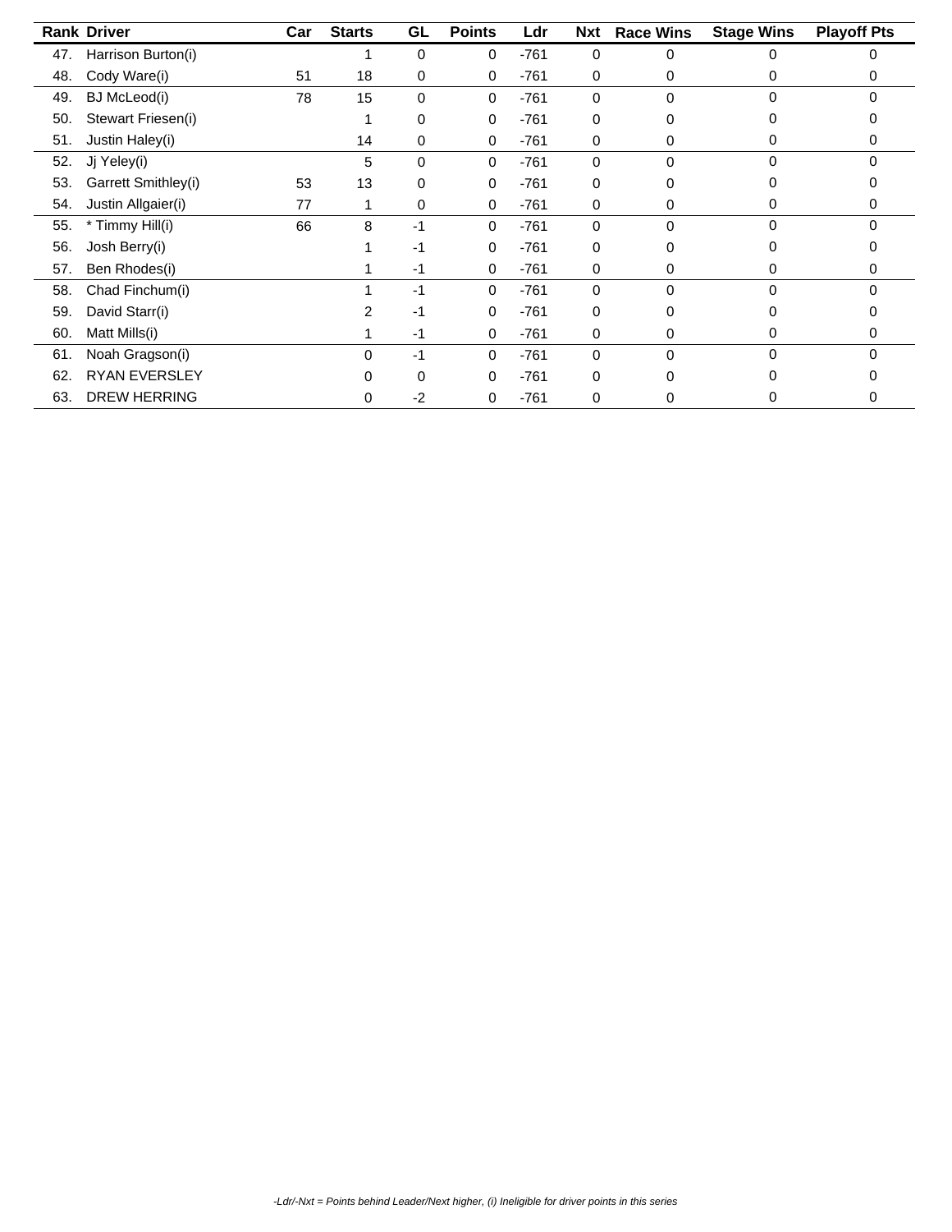| Rank | Driver | Car | Starts | GL | Points | Ldr | Nxt | Race Wins | Stage Wins | Playoff Pts |
|---|---|---|---|---|---|---|---|---|---|---|
| 47. | Harrison Burton(i) | | 1 | 0 | 0 | -761 | 0 | 0 | 0 | 0 |
| 48. | Cody Ware(i) | 51 | 18 | 0 | 0 | -761 | 0 | 0 | 0 | 0 |
| 49. | BJ McLeod(i) | 78 | 15 | 0 | 0 | -761 | 0 | 0 | 0 | 0 |
| 50. | Stewart Friesen(i) | | 1 | 0 | 0 | -761 | 0 | 0 | 0 | 0 |
| 51. | Justin Haley(i) | | 14 | 0 | 0 | -761 | 0 | 0 | 0 | 0 |
| 52. | Jj Yeley(i) | | 5 | 0 | 0 | -761 | 0 | 0 | 0 | 0 |
| 53. | Garrett Smithley(i) | 53 | 13 | 0 | 0 | -761 | 0 | 0 | 0 | 0 |
| 54. | Justin Allgaier(i) | 77 | 1 | 0 | 0 | -761 | 0 | 0 | 0 | 0 |
| 55. | * Timmy Hill(i) | 66 | 8 | -1 | 0 | -761 | 0 | 0 | 0 | 0 |
| 56. | Josh Berry(i) | | 1 | -1 | 0 | -761 | 0 | 0 | 0 | 0 |
| 57. | Ben Rhodes(i) | | 1 | -1 | 0 | -761 | 0 | 0 | 0 | 0 |
| 58. | Chad Finchum(i) | | 1 | -1 | 0 | -761 | 0 | 0 | 0 | 0 |
| 59. | David Starr(i) | | 2 | -1 | 0 | -761 | 0 | 0 | 0 | 0 |
| 60. | Matt Mills(i) | | 1 | -1 | 0 | -761 | 0 | 0 | 0 | 0 |
| 61. | Noah Gragson(i) | | 0 | -1 | 0 | -761 | 0 | 0 | 0 | 0 |
| 62. | RYAN EVERSLEY | | 0 | 0 | 0 | -761 | 0 | 0 | 0 | 0 |
| 63. | DREW HERRING | | 0 | -2 | 0 | -761 | 0 | 0 | 0 | 0 |

*-Ldr/-Nxt = Points behind Leader/Next higher, (i) Ineligible for driver points in this series*